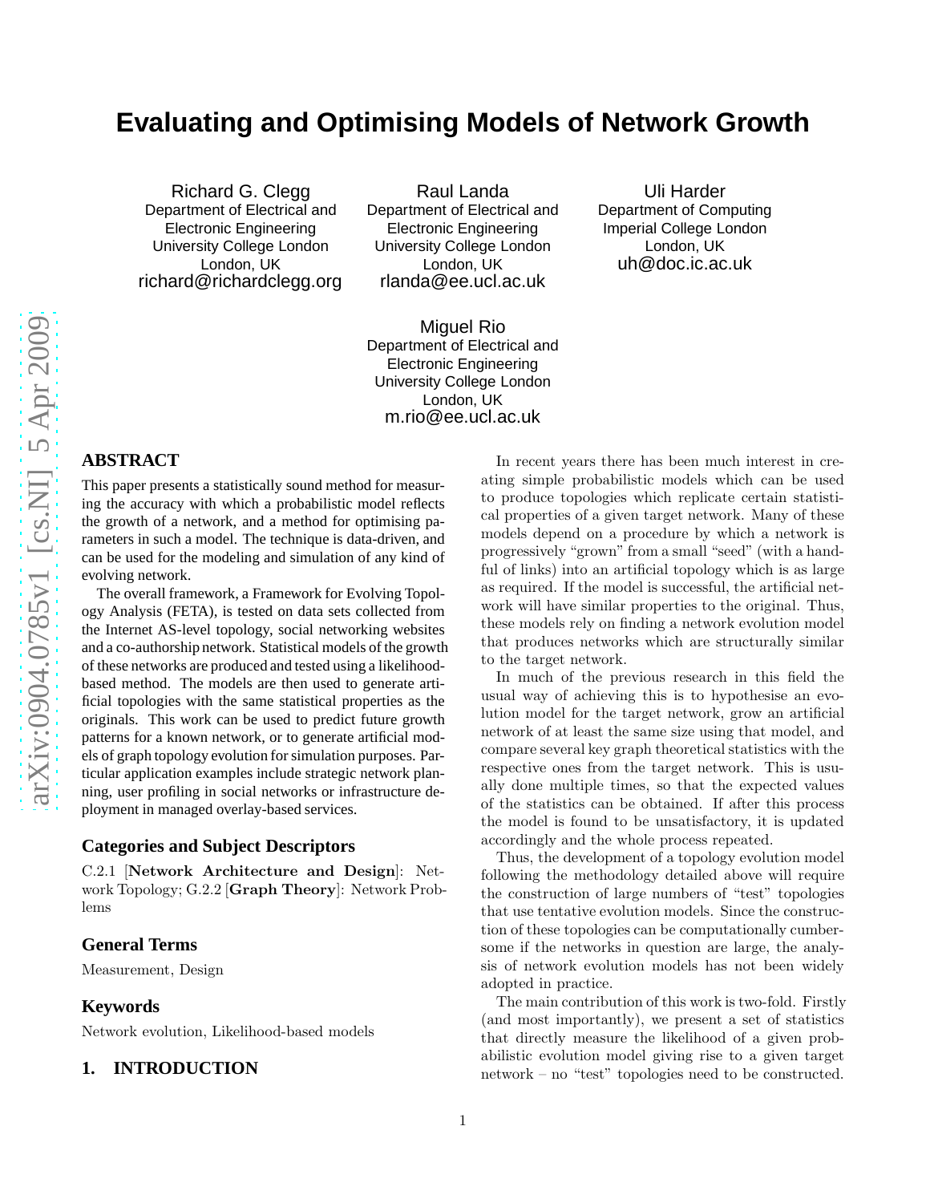# Evaluating and Optimising Models of Network Growth

Richard G. Clegg
Department of Electrical and Electronic Engineering
University College London
London, UK
richard@richardclegg.org

Raul Landa
Department of Electrical and Electronic Engineering
University College London
London, UK
rlanda@ee.ucl.ac.uk

Uli Harder
Department of Computing
Imperial College London
London, UK
uh@doc.ic.ac.uk

Miguel Rio
Department of Electrical and Electronic Engineering
University College London
London, UK
m.rio@ee.ucl.ac.uk

## ABSTRACT

This paper presents a statistically sound method for measuring the accuracy with which a probabilistic model reflects the growth of a network, and a method for optimising parameters in such a model. The technique is data-driven, and can be used for the modeling and simulation of any kind of evolving network.

The overall framework, a Framework for Evolving Topology Analysis (FETA), is tested on data sets collected from the Internet AS-level topology, social networking websites and a co-authorship network. Statistical models of the growth of these networks are produced and tested using a likelihood-based method. The models are then used to generate artificial topologies with the same statistical properties as the originals. This work can be used to predict future growth patterns for a known network, or to generate artificial models of graph topology evolution for simulation purposes. Particular application examples include strategic network planning, user profiling in social networks or infrastructure deployment in managed overlay-based services.

### Categories and Subject Descriptors

C.2.1 [**Network Architecture and Design**]: Network Topology; G.2.2 [**Graph Theory**]: Network Problems

### General Terms

Measurement, Design

### Keywords

Network evolution, Likelihood-based models

## 1. INTRODUCTION

In recent years there has been much interest in creating simple probabilistic models which can be used to produce topologies which replicate certain statistical properties of a given target network. Many of these models depend on a procedure by which a network is progressively "grown" from a small "seed" (with a handful of links) into an artificial topology which is as large as required. If the model is successful, the artificial network will have similar properties to the original. Thus, these models rely on finding a network evolution model that produces networks which are structurally similar to the target network.

In much of the previous research in this field the usual way of achieving this is to hypothesise an evolution model for the target network, grow an artificial network of at least the same size using that model, and compare several key graph theoretical statistics with the respective ones from the target network. This is usually done multiple times, so that the expected values of the statistics can be obtained. If after this process the model is found to be unsatisfactory, it is updated accordingly and the whole process repeated.

Thus, the development of a topology evolution model following the methodology detailed above will require the construction of large numbers of "test" topologies that use tentative evolution models. Since the construction of these topologies can be computationally cumbersome if the networks in question are large, the analysis of network evolution models has not been widely adopted in practice.

The main contribution of this work is two-fold. Firstly (and most importantly), we present a set of statistics that directly measure the likelihood of a given probabilistic evolution model giving rise to a given target network – no "test" topologies need to be constructed.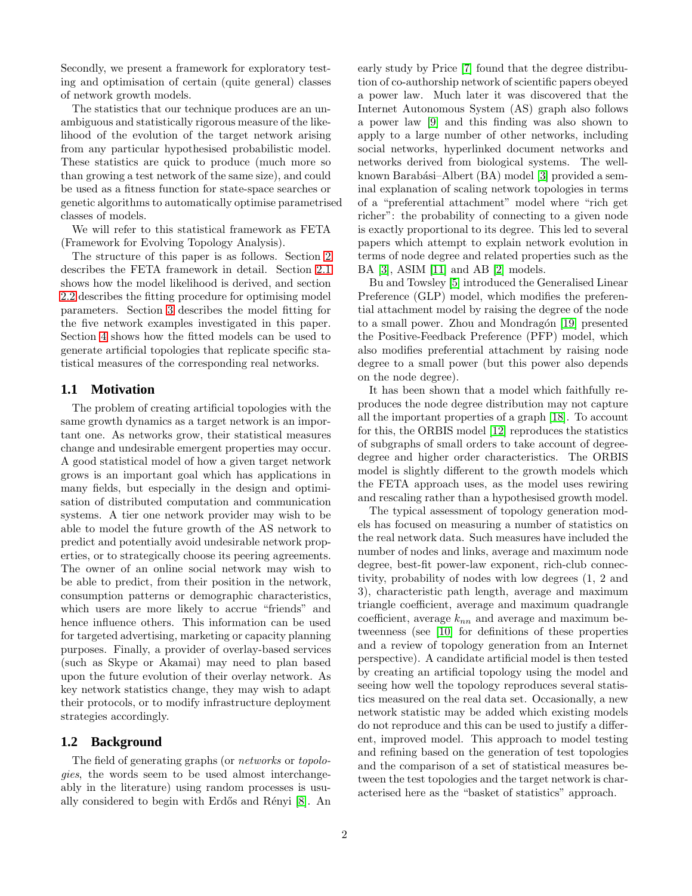Secondly, we present a framework for exploratory testing and optimisation of certain (quite general) classes of network growth models.

The statistics that our technique produces are an unambiguous and statistically rigorous measure of the likelihood of the evolution of the target network arising from any particular hypothesised probabilistic model. These statistics are quick to produce (much more so than growing a test network of the same size), and could be used as a fitness function for state-space searches or genetic algorithms to automatically optimise parametrised classes of models.

We will refer to this statistical framework as FETA (Framework for Evolving Topology Analysis).

The structure of this paper is as follows. Section 2 describes the FETA framework in detail. Section 2.1 shows how the model likelihood is derived, and section 2.2 describes the fitting procedure for optimising model parameters. Section 3 describes the model fitting for the five network examples investigated in this paper. Section 4 shows how the fitted models can be used to generate artificial topologies that replicate specific statistical measures of the corresponding real networks.

## 1.1 Motivation

The problem of creating artificial topologies with the same growth dynamics as a target network is an important one. As networks grow, their statistical measures change and undesirable emergent properties may occur. A good statistical model of how a given target network grows is an important goal which has applications in many fields, but especially in the design and optimisation of distributed computation and communication systems. A tier one network provider may wish to be able to model the future growth of the AS network to predict and potentially avoid undesirable network properties, or to strategically choose its peering agreements. The owner of an online social network may wish to be able to predict, from their position in the network, consumption patterns or demographic characteristics, which users are more likely to accrue "friends" and hence influence others. This information can be used for targeted advertising, marketing or capacity planning purposes. Finally, a provider of overlay-based services (such as Skype or Akamai) may need to plan based upon the future evolution of their overlay network. As key network statistics change, they may wish to adapt their protocols, or to modify infrastructure deployment strategies accordingly.

## 1.2 Background

The field of generating graphs (or *networks* or *topologies*, the words seem to be used almost interchangeably in the literature) using random processes is usually considered to begin with Erdős and Rényi [8]. An early study by Price [7] found that the degree distribution of co-authorship network of scientific papers obeyed a power law. Much later it was discovered that the Internet Autonomous System (AS) graph also follows a power law [9] and this finding was also shown to apply to a large number of other networks, including social networks, hyperlinked document networks and networks derived from biological systems. The well-known Barabási–Albert (BA) model [3] provided a seminal explanation of scaling network topologies in terms of a "preferential attachment" model where "rich get richer": the probability of connecting to a given node is exactly proportional to its degree. This led to several papers which attempt to explain network evolution in terms of node degree and related properties such as the BA [3], ASIM [11] and AB [2] models.

Bu and Towsley [5] introduced the Generalised Linear Preference (GLP) model, which modifies the preferential attachment model by raising the degree of the node to a small power. Zhou and Mondragón [19] presented the Positive-Feedback Preference (PFP) model, which also modifies preferential attachment by raising node degree to a small power (but this power also depends on the node degree).

It has been shown that a model which faithfully reproduces the node degree distribution may not capture all the important properties of a graph [18]. To account for this, the ORBIS model [12] reproduces the statistics of subgraphs of small orders to take account of degree-degree and higher order characteristics. The ORBIS model is slightly different to the growth models which the FETA approach uses, as the model uses rewiring and rescaling rather than a hypothesised growth model.

The typical assessment of topology generation models has focused on measuring a number of statistics on the real network data. Such measures have included the number of nodes and links, average and maximum node degree, best-fit power-law exponent, rich-club connectivity, probability of nodes with low degrees (1, 2 and 3), characteristic path length, average and maximum triangle coefficient, average and maximum quadrangle coefficient, average $k_{nn}$ and average and maximum betweenness (see [10] for definitions of these properties and a review of topology generation from an Internet perspective). A candidate artificial model is then tested by creating an artificial topology using the model and seeing how well the topology reproduces several statistics measured on the real data set. Occasionally, a new network statistic may be added which existing models do not reproduce and this can be used to justify a different, improved model. This approach to model testing and refining based on the generation of test topologies and the comparison of a set of statistical measures between the test topologies and the target network is characterised here as the "basket of statistics" approach.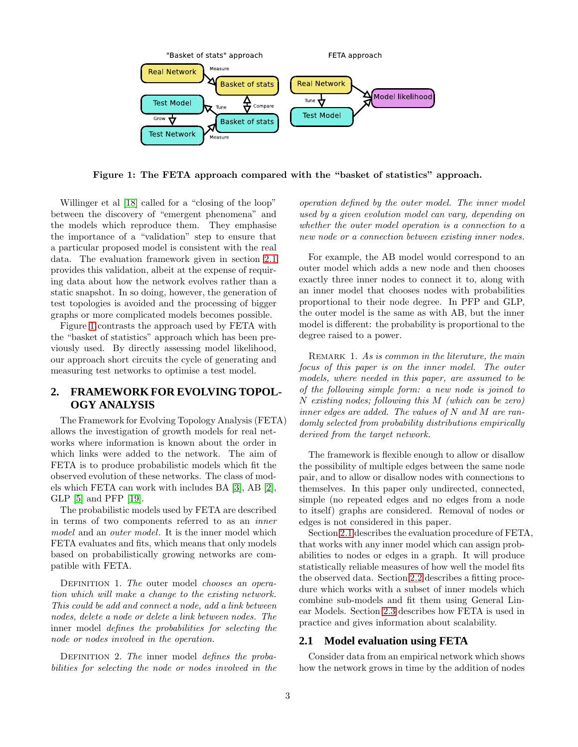Figure 1: The FETA approach compared with the "basket of statistics" approach.

Willinger et al [18] called for a "closing of the loop" between the discovery of "emergent phenomena" and the models which reproduce them. They emphasise the importance of a "validation" step to ensure that a particular proposed model is consistent with the real data. The evaluation framework given in section 2.1 provides this validation, albeit at the expense of requiring data about how the network evolves rather than a static snapshot. In so doing, however, the generation of test topologies is avoided and the processing of bigger graphs or more complicated models becomes possible.

Figure 1 contrasts the approach used by FETA with the "basket of statistics" approach which has been previously used. By directly assessing model likelihood, our approach short circuits the cycle of generating and measuring test networks to optimise a test model.

## 2. FRAMEWORK FOR EVOLVING TOPOLOGY ANALYSIS

The Framework for Evolving Topology Analysis (FETA) allows the investigation of growth models for real networks where information is known about the order in which links were added to the network. The aim of FETA is to produce probabilistic models which fit the observed evolution of these networks. The class of models which FETA can work with includes BA [3], AB [2], GLP [5] and PFP [19].

The probabilistic models used by FETA are described in terms of two components referred to as an *inner model* and an *outer model*. It is the inner model which FETA evaluates and fits, which means that only models based on probabilistically growing networks are compatible with FETA.

Definition 1. *The* outer model *chooses an operation which will make a change to the existing network. This could be add and connect a node, add a link between nodes, delete a node or delete a link between nodes. The* inner model *defines the probabilities for selecting the node or nodes involved in the operation.*

Definition 2. *The* inner model *defines the probabilities for selecting the node or nodes involved in the operation defined by the outer model. The inner model used by a given evolution model can vary, depending on whether the outer model operation is a connection to a new node or a connection between existing inner nodes.*

For example, the AB model would correspond to an outer model which adds a new node and then chooses exactly three inner nodes to connect it to, along with an inner model that chooses nodes with probabilities proportional to their node degree. In PFP and GLP, the outer model is the same as with AB, but the inner model is different: the probability is proportional to the degree raised to a power.

Remark 1. *As is common in the literature, the main focus of this paper is on the inner model. The outer models, where needed in this paper, are assumed to be of the following simple form: a new node is joined to $N$ existing nodes; following this $M$ (which can be zero) inner edges are added. The values of $N$ and $M$ are randomly selected from probability distributions empirically derived from the target network.*

The framework is flexible enough to allow or disallow the possibility of multiple edges between the same node pair, and to allow or disallow nodes with connections to themselves. In this paper only undirected, connected, simple (no repeated edges and no edges from a node to itself) graphs are considered. Removal of nodes or edges is not considered in this paper.

Section 2.1 describes the evaluation procedure of FETA, that works with any inner model which can assign probabilities to nodes or edges in a graph. It will produce statistically reliable measures of how well the model fits the observed data. Section 2.2 describes a fitting procedure which works with a subset of inner models which combine sub-models and fit them using General Linear Models. Section 2.3 describes how FETA is used in practice and gives information about scalability.

### 2.1 Model evaluation using FETA

Consider data from an empirical network which shows how the network grows in time by the addition of nodes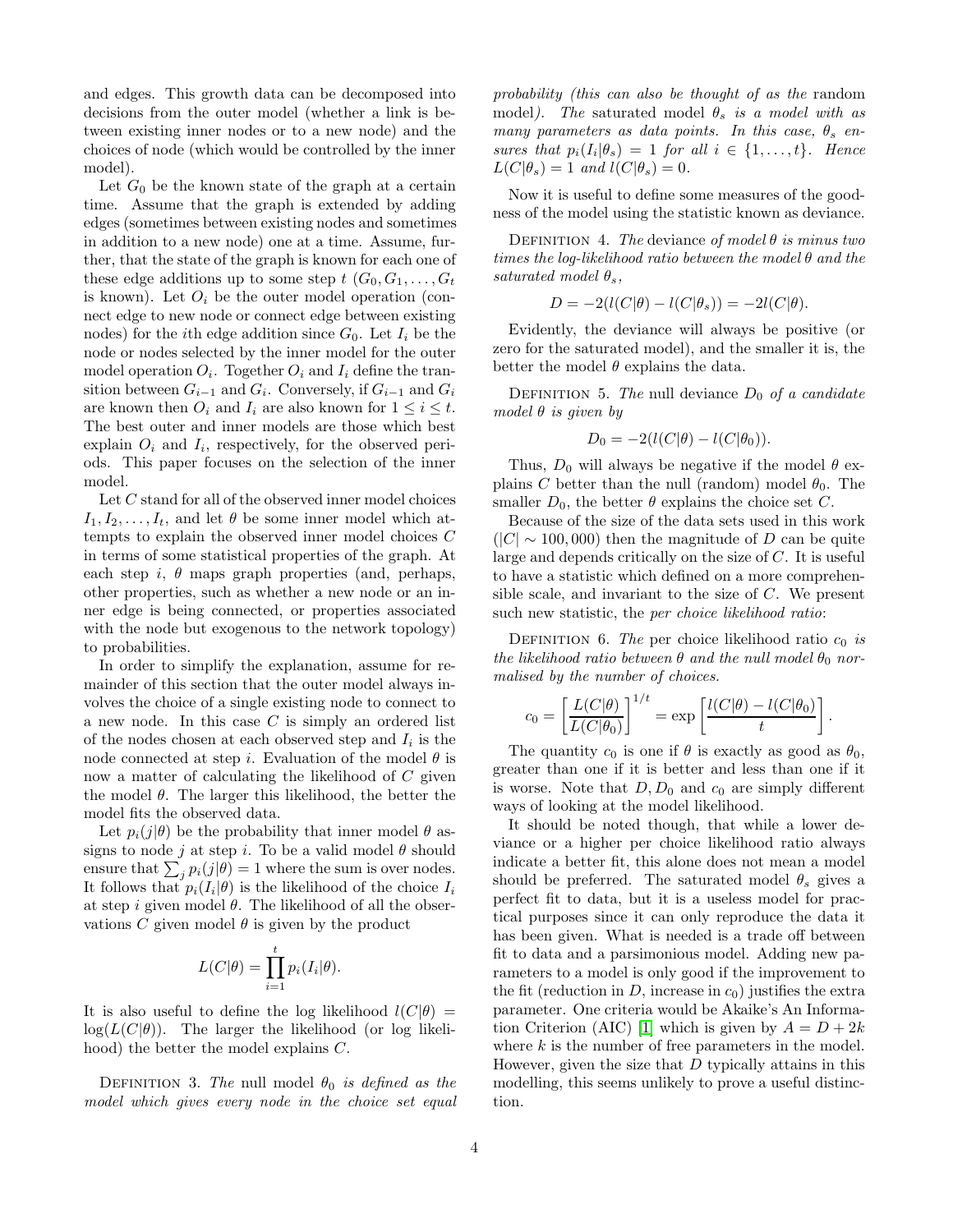and edges. This growth data can be decomposed into decisions from the outer model (whether a link is between existing inner nodes or to a new node) and the choices of node (which would be controlled by the inner model).

Let $G_0$ be the known state of the graph at a certain time. Assume that the graph is extended by adding edges (sometimes between existing nodes and sometimes in addition to a new node) one at a time. Assume, further, that the state of the graph is known for each one of these edge additions up to some step $t$ ($G_0, G_1, \ldots, G_t$ is known). Let $O_i$ be the outer model operation (connect edge to new node or connect edge between existing nodes) for the $i$th edge addition since $G_0$. Let $I_i$ be the node or nodes selected by the inner model for the outer model operation $O_i$. Together $O_i$ and $I_i$ define the transition between $G_{i-1}$ and $G_i$. Conversely, if $G_{i-1}$ and $G_i$ are known then $O_i$ and $I_i$ are also known for $1 \leq i \leq t$. The best outer and inner models are those which best explain $O_i$ and $I_i$, respectively, for the observed periods. This paper focuses on the selection of the inner model.

Let $C$ stand for all of the observed inner model choices $I_1, I_2, \ldots, I_t$, and let $\theta$ be some inner model which attempts to explain the observed inner model choices $C$ in terms of some statistical properties of the graph. At each step $i$, $\theta$ maps graph properties (and, perhaps, other properties, such as whether a new node or an inner edge is being connected, or properties associated with the node but exogenous to the network topology) to probabilities.

In order to simplify the explanation, assume for remainder of this section that the outer model always involves the choice of a single existing node to connect to a new node. In this case $C$ is simply an ordered list of the nodes chosen at each observed step and $I_i$ is the node connected at step $i$. Evaluation of the model $\theta$ is now a matter of calculating the likelihood of $C$ given the model $\theta$. The larger this likelihood, the better the model fits the observed data.

Let $p_i(j|\theta)$ be the probability that inner model $\theta$ assigns to node $j$ at step $i$. To be a valid model $\theta$ should ensure that $\sum_j p_i(j|\theta) = 1$ where the sum is over nodes. It follows that $p_i(I_i|\theta)$ is the likelihood of the choice $I_i$ at step $i$ given model $\theta$. The likelihood of all the observations $C$ given model $\theta$ is given by the product

$$L(C|\theta) = \prod_{i=1}^{t} p_i(I_i|\theta).$$

It is also useful to define the log likelihood $l(C|\theta) = \log(L(C|\theta))$. The larger the likelihood (or log likelihood) the better the model explains $C$.

Definition 3. *The* null model $\theta_0$ *is defined as the model which gives every node in the choice set equal probability (this can also be thought of as the* random model*). The* saturated model $\theta_s$ *is a model with as many parameters as data points. In this case,* $\theta_s$ *ensures that* $p_i(I_i|\theta_s) = 1$ *for all* $i \in \{1, \ldots, t\}$*. Hence* $L(C|\theta_s) = 1$ *and* $l(C|\theta_s) = 0$.

Now it is useful to define some measures of the goodness of the model using the statistic known as deviance.

Definition 4. *The* deviance *of model* $\theta$ *is minus two times the log-likelihood ratio between the model* $\theta$ *and the saturated model* $\theta_s$*,*

$$D = -2(l(C|\theta) - l(C|\theta_s)) = -2l(C|\theta).$$

Evidently, the deviance will always be positive (or zero for the saturated model), and the smaller it is, the better the model $\theta$ explains the data.

Definition 5. *The* null deviance $D_0$ *of a candidate model* $\theta$ *is given by*

$$D_0 = -2(l(C|\theta) - l(C|\theta_0)).$$

Thus, $D_0$ will always be negative if the model $\theta$ explains $C$ better than the null (random) model $\theta_0$. The smaller $D_0$, the better $\theta$ explains the choice set $C$.

Because of the size of the data sets used in this work ($|C| \sim 100,000$) then the magnitude of $D$ can be quite large and depends critically on the size of $C$. It is useful to have a statistic which defined on a more comprehensible scale, and invariant to the size of $C$. We present such new statistic, the *per choice likelihood ratio*:

Definition 6. *The* per choice likelihood ratio $c_0$ *is the likelihood ratio between* $\theta$ *and the null model* $\theta_0$ *normalised by the number of choices.*

$$c_0 = \left[\frac{L(C|\theta)}{L(C|\theta_0)}\right]^{1/t} = \exp\left[\frac{l(C|\theta) - l(C|\theta_0)}{t}\right].$$

The quantity $c_0$ is one if $\theta$ is exactly as good as $\theta_0$, greater than one if it is better and less than one if it is worse. Note that $D, D_0$ and $c_0$ are simply different ways of looking at the model likelihood.

It should be noted though, that while a lower deviance or a higher per choice likelihood ratio always indicate a better fit, this alone does not mean a model should be preferred. The saturated model $\theta_s$ gives a perfect fit to data, but it is a useless model for practical purposes since it can only reproduce the data it has been given. What is needed is a trade off between fit to data and a parsimonious model. Adding new parameters to a model is only good if the improvement to the fit (reduction in $D$, increase in $c_0$) justifies the extra parameter. One criteria would be Akaike's An Information Criterion (AIC) [1] which is given by $A = D + 2k$ where $k$ is the number of free parameters in the model. However, given the size that $D$ typically attains in this modelling, this seems unlikely to prove a useful distinction.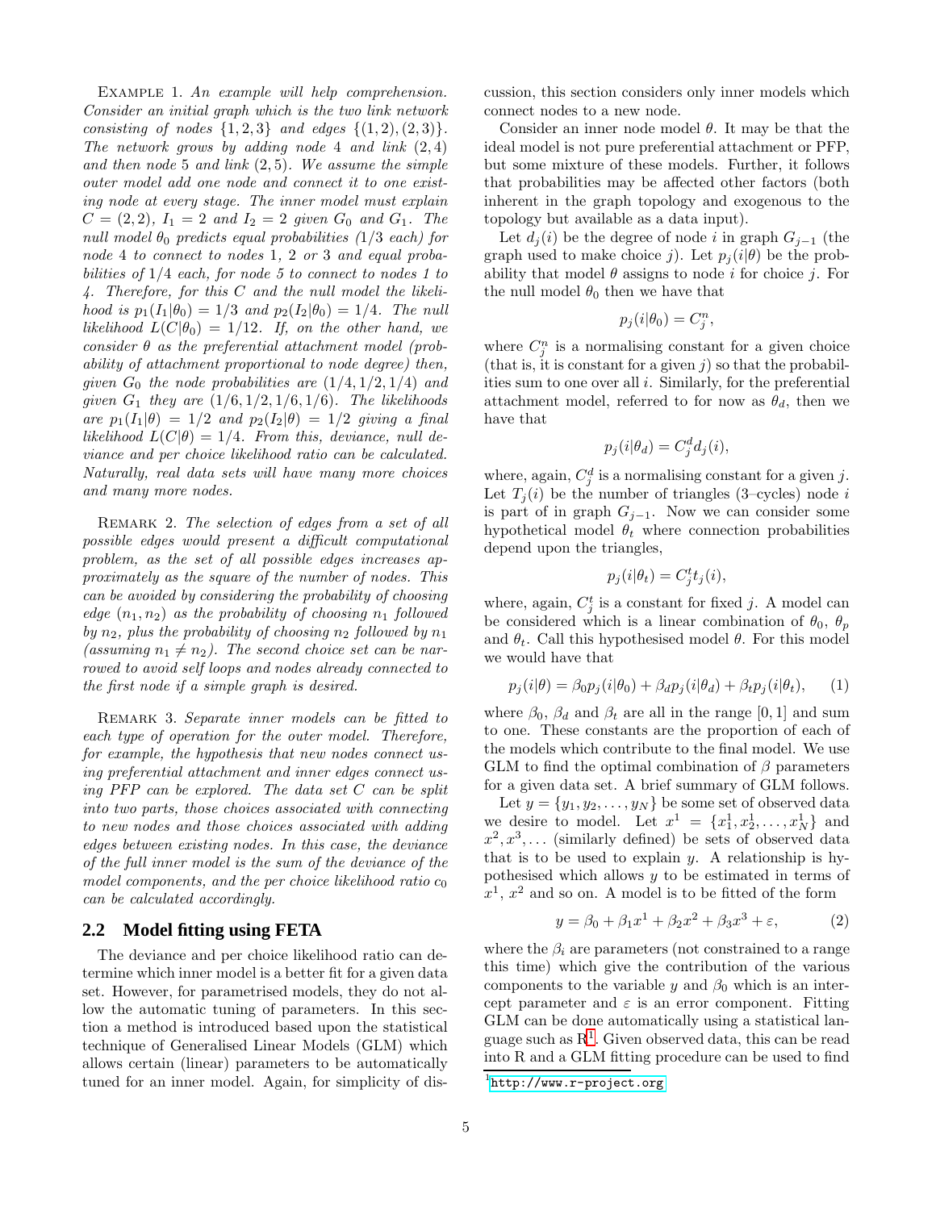Example 1. *An example will help comprehension. Consider an initial graph which is the two link network consisting of nodes $\{1, 2, 3\}$ and edges $\{(1, 2), (2, 3)\}$. The network grows by adding node 4 and link $(2, 4)$ and then node 5 and link $(2, 5)$. We assume the simple outer model add one node and connect it to one existing node at every stage. The inner model must explain $C = (2, 2)$, $I_1 = 2$ and $I_2 = 2$ given $G_0$ and $G_1$. The null model $\theta_0$ predicts equal probabilities (1/3 each) for node 4 to connect to nodes 1, 2 or 3 and equal probabilities of 1/4 each, for node 5 to connect to nodes 1 to 4. Therefore, for this $C$ and the null model the likelihood is $p_1(I_1|\theta_0) = 1/3$ and $p_2(I_2|\theta_0) = 1/4$. The null likelihood $L(C|\theta_0) = 1/12$. If, on the other hand, we consider $\theta$ as the preferential attachment model (probability of attachment proportional to node degree) then, given $G_0$ the node probabilities are $(1/4, 1/2, 1/4)$ and given $G_1$ they are $(1/6, 1/2, 1/6, 1/6)$. The likelihoods are $p_1(I_1|\theta) = 1/2$ and $p_2(I_2|\theta) = 1/2$ giving a final likelihood $L(C|\theta) = 1/4$. From this, deviance, null deviance and per choice likelihood ratio can be calculated. Naturally, real data sets will have many more choices and many more nodes.*

Remark 2. *The selection of edges from a set of all possible edges would present a difficult computational problem, as the set of all possible edges increases approximately as the square of the number of nodes. This can be avoided by considering the probability of choosing edge $(n_1, n_2)$ as the probability of choosing $n_1$ followed by $n_2$, plus the probability of choosing $n_2$ followed by $n_1$ (assuming $n_1 \neq n_2$). The second choice set can be narrowed to avoid self loops and nodes already connected to the first node if a simple graph is desired.*

Remark 3. *Separate inner models can be fitted to each type of operation for the outer model. Therefore, for example, the hypothesis that new nodes connect using preferential attachment and inner edges connect using PFP can be explored. The data set $C$ can be split into two parts, those choices associated with connecting to new nodes and those choices associated with adding edges between existing nodes. In this case, the deviance of the full inner model is the sum of the deviance of the model components, and the per choice likelihood ratio $c_0$ can be calculated accordingly.*

## 2.2 Model fitting using FETA

The deviance and per choice likelihood ratio can determine which inner model is a better fit for a given data set. However, for parametrised models, they do not allow the automatic tuning of parameters. In this section a method is introduced based upon the statistical technique of Generalised Linear Models (GLM) which allows certain (linear) parameters to be automatically tuned for an inner model. Again, for simplicity of discussion, this section considers only inner models which connect nodes to a new node.

Consider an inner node model $\theta$. It may be that the ideal model is not pure preferential attachment or PFP, but some mixture of these models. Further, it follows that probabilities may be affected other factors (both inherent in the graph topology and exogenous to the topology but available as a data input).

Let $d_j(i)$ be the degree of node $i$ in graph $G_{j-1}$ (the graph used to make choice $j$). Let $p_j(i|\theta)$ be the probability that model $\theta$ assigns to node $i$ for choice $j$. For the null model $\theta_0$ then we have that

$$p_j(i|\theta_0) = C^n_j,$$

where $C^n_j$ is a normalising constant for a given choice (that is, it is constant for a given $j$) so that the probabilities sum to one over all $i$. Similarly, for the preferential attachment model, referred to for now as $\theta_d$, then we have that

$$p_j(i|\theta_d) = C^d_j d_j(i),$$

where, again, $C^d_j$ is a normalising constant for a given $j$. Let $T_j(i)$ be the number of triangles (3–cycles) node $i$ is part of in graph $G_{j-1}$. Now we can consider some hypothetical model $\theta_t$ where connection probabilities depend upon the triangles,

$$p_j(i|\theta_t) = C^t_j t_j(i),$$

where, again, $C^t_j$ is a constant for fixed $j$. A model can be considered which is a linear combination of $\theta_0$, $\theta_p$ and $\theta_t$. Call this hypothesised model $\theta$. For this model we would have that

$$p_j(i|\theta) = \beta_0 p_j(i|\theta_0) + \beta_d p_j(i|\theta_d) + \beta_t p_j(i|\theta_t), \qquad (1)$$

where $\beta_0$, $\beta_d$ and $\beta_t$ are all in the range $[0, 1]$ and sum to one. These constants are the proportion of each of the models which contribute to the final model. We use GLM to find the optimal combination of $\beta$ parameters for a given data set. A brief summary of GLM follows.

Let $y = \{y_1, y_2, \ldots, y_N\}$ be some set of observed data we desire to model. Let $x^1 = \{x^1_1, x^1_2, \ldots, x^1_N\}$ and $x^2, x^3, \ldots$ (similarly defined) be sets of observed data that is to be used to explain $y$. A relationship is hypothesised which allows $y$ to be estimated in terms of $x^1$, $x^2$ and so on. A model is to be fitted of the form

$$y = \beta_0 + \beta_1 x^1 + \beta_2 x^2 + \beta_3 x^3 + \varepsilon, \qquad (2)$$

where the $\beta_i$ are parameters (not constrained to a range this time) which give the contribution of the various components to the variable $y$ and $\beta_0$ which is an intercept parameter and $\varepsilon$ is an error component. Fitting GLM can be done automatically using a statistical language such as R[1]. Given observed data, this can be read into R and a GLM fitting procedure can be used to find

[1] http://www.r-project.org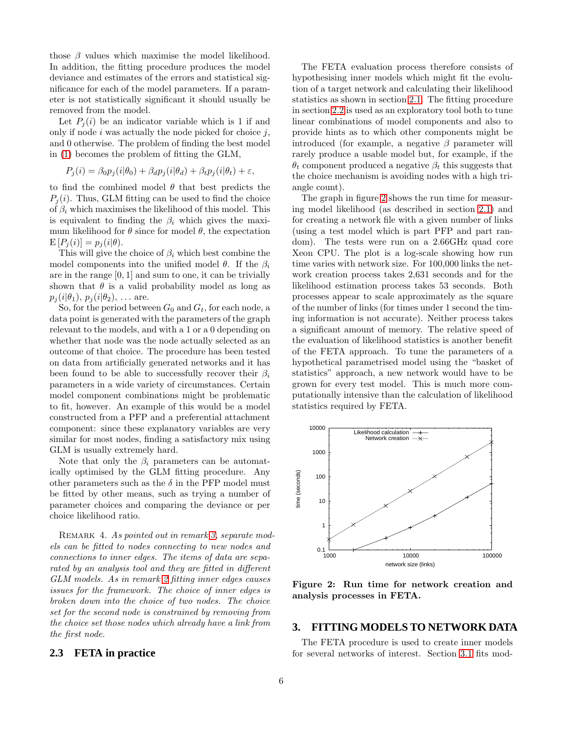those $\beta$ values which maximise the model likelihood. In addition, the fitting procedure produces the model deviance and estimates of the errors and statistical significance for each of the model parameters. If a parameter is not statistically significant it should usually be removed from the model.

Let $P_j(i)$ be an indicator variable which is 1 if and only if node $i$ was actually the node picked for choice $j$, and 0 otherwise. The problem of finding the best model in (1) becomes the problem of fitting the GLM,

$$P_j(i) = \beta_0 p_j(i|\theta_0) + \beta_d p_j(i|\theta_d) + \beta_t p_j(i|\theta_t) + \varepsilon,$$

to find the combined model $\theta$ that best predicts the $P_j(i)$. Thus, GLM fitting can be used to find the choice of $\beta_i$ which maximises the likelihood of this model. This is equivalent to finding the $\beta_i$ which gives the maximum likelihood for $\theta$ since for model $\theta$, the expectation $\mathrm{E}\left[P_j(i)\right] = p_j(i|\theta)$.

This will give the choice of $\beta_i$ which best combine the model components into the unified model $\theta$. If the $\beta_i$ are in the range $[0, 1]$ and sum to one, it can be trivially shown that $\theta$ is a valid probability model as long as $p_j(i|\theta_1)$, $p_j(i|\theta_2)$, ... are.

So, for the period between $G_0$ and $G_t$, for each node, a data point is generated with the parameters of the graph relevant to the models, and with a 1 or a 0 depending on whether that node was the node actually selected as an outcome of that choice. The procedure has been tested on data from artificially generated networks and it has been found to be able to successfully recover their $\beta_i$ parameters in a wide variety of circumstances. Certain model component combinations might be problematic to fit, however. An example of this would be a model constructed from a PFP and a preferential attachment component: since these explanatory variables are very similar for most nodes, finding a satisfactory mix using GLM is usually extremely hard.

Note that only the $\beta_i$ parameters can be automatically optimised by the GLM fitting procedure. Any other parameters such as the $\delta$ in the PFP model must be fitted by other means, such as trying a number of parameter choices and comparing the deviance or per choice likelihood ratio.

Remark 4. *As pointed out in remark 3, separate models can be fitted to nodes connecting to new nodes and connections to inner edges. The items of data are separated by an analysis tool and they are fitted in different GLM models. As in remark 2 fitting inner edges causes issues for the framework. The choice of inner edges is broken down into the choice of two nodes. The choice set for the second node is constrained by removing from the choice set those nodes which already have a link from the first node.*

## 2.3 FETA in practice

The FETA evaluation process therefore consists of hypothesising inner models which might fit the evolution of a target network and calculating their likelihood statistics as shown in section 2.1. The fitting procedure in section 2.2 is used as an exploratory tool both to tune linear combinations of model components and also to provide hints as to which other components might be introduced (for example, a negative $\beta$ parameter will rarely produce a usable model but, for example, if the $\theta_t$ component produced a negative $\beta_t$ this suggests that the choice mechanism is avoiding nodes with a high triangle count).

The graph in figure 2 shows the run time for measuring model likelihood (as described in section 2.1) and for creating a network file with a given number of links (using a test model which is part PFP and part random). The tests were run on a 2.66GHz quad core Xeon CPU. The plot is a log-scale showing how run time varies with network size. For 100,000 links the network creation process takes 2,631 seconds and for the likelihood estimation process takes 53 seconds. Both processes appear to scale approximately as the square of the number of links (for times under 1 second the timing information is not accurate). Neither process takes a significant amount of memory. The relative speed of the evaluation of likelihood statistics is another benefit of the FETA approach. To tune the parameters of a hypothetical parametrised model using the "basket of statistics" approach, a new network would have to be grown for every test model. This is much more computationally intensive than the calculation of likelihood statistics required by FETA.

**Figure 2: Run time for network creation and analysis processes in FETA.**

## 3. FITTING MODELS TO NETWORK DATA

The FETA procedure is used to create inner models for several networks of interest. Section 3.1 fits mod-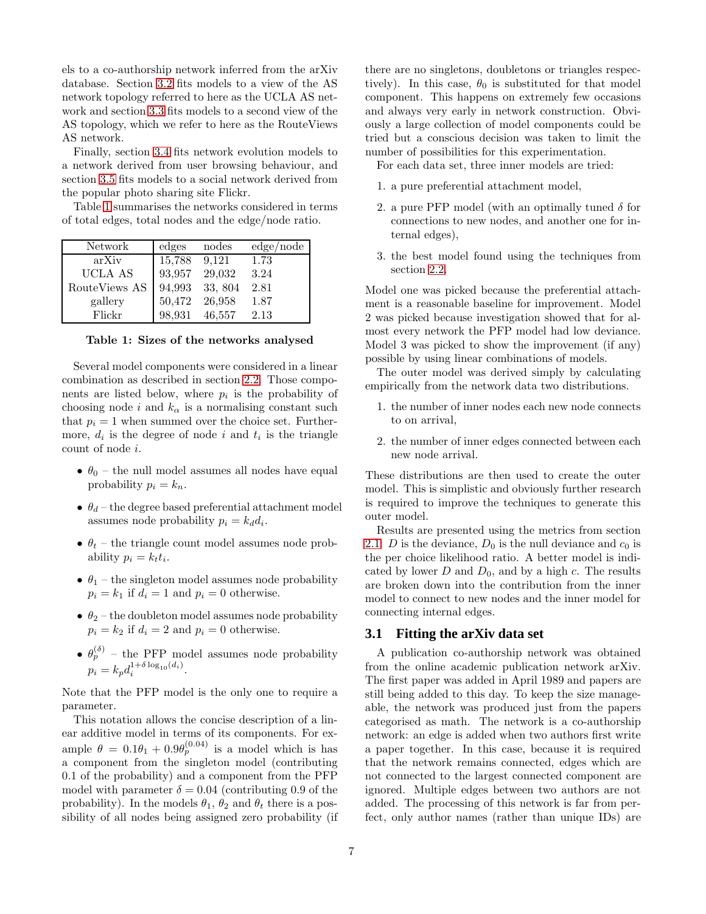els to a co-authorship network inferred from the arXiv database. Section 3.2 fits models to a view of the AS network topology referred to here as the UCLA AS network and section 3.3 fits models to a second view of the AS topology, which we refer to here as the RouteViews AS network.

Finally, section 3.4 fits network evolution models to a network derived from user browsing behaviour, and section 3.5 fits models to a social network derived from the popular photo sharing site Flickr.

Table 1 summarises the networks considered in terms of total edges, total nodes and the edge/node ratio.

| Network | edges | nodes | edge/node |
|---|---|---|---|
| arXiv | 15,788 | 9,121 | 1.73 |
| UCLA AS | 93,957 | 29,032 | 3.24 |
| RouteViews AS | 94,993 | 33, 804 | 2.81 |
| gallery | 50,472 | 26,958 | 1.87 |
| Flickr | 98,931 | 46,557 | 2.13 |

**Table 1: Sizes of the networks analysed**

Several model components were considered in a linear combination as described in section 2.2. Those components are listed below, where $p_i$ is the probability of choosing node $i$ and $k_\alpha$ is a normalising constant such that $p_i = 1$ when summed over the choice set. Furthermore, $d_i$ is the degree of node $i$ and $t_i$ is the triangle count of node $i$.

- $\theta_0$ – the null model assumes all nodes have equal probability $p_i = k_n$.
- $\theta_d$ – the degree based preferential attachment model assumes node probability $p_i = k_d d_i$.
- $\theta_t$ – the triangle count model assumes node probability $p_i = k_t t_i$.
- $\theta_1$ – the singleton model assumes node probability $p_i = k_1$ if $d_i = 1$ and $p_i = 0$ otherwise.
- $\theta_2$ – the doubleton model assumes node probability $p_i = k_2$ if $d_i = 2$ and $p_i = 0$ otherwise.
- $\theta_p^{(\delta)}$ – the PFP model assumes node probability $p_i = k_p d_i^{1+\delta \log_{10}(d_i)}$.

Note that the PFP model is the only one to require a parameter.

This notation allows the concise description of a linear additive model in terms of its components. For example $\theta = 0.1\theta_1 + 0.9\theta_p^{(0.04)}$ is a model which is has a component from the singleton model (contributing 0.1 of the probability) and a component from the PFP model with parameter $\delta = 0.04$ (contributing 0.9 of the probability). In the models $\theta_1$, $\theta_2$ and $\theta_t$ there is a possibility of all nodes being assigned zero probability (if there are no singletons, doubletons or triangles respectively). In this case, $\theta_0$ is substituted for that model component. This happens on extremely few occasions and always very early in network construction. Obviously a large collection of model components could be tried but a conscious decision was taken to limit the number of possibilities for this experimentation.

For each data set, three inner models are tried:

1. a pure preferential attachment model,
2. a pure PFP model (with an optimally tuned $\delta$ for connections to new nodes, and another one for internal edges),
3. the best model found using the techniques from section 2.2.

Model one was picked because the preferential attachment is a reasonable baseline for improvement. Model 2 was picked because investigation showed that for almost every network the PFP model had low deviance. Model 3 was picked to show the improvement (if any) possible by using linear combinations of models.

The outer model was derived simply by calculating empirically from the network data two distributions.

1. the number of inner nodes each new node connects to on arrival,
2. the number of inner edges connected between each new node arrival.

These distributions are then used to create the outer model. This is simplistic and obviously further research is required to improve the techniques to generate this outer model.

Results are presented using the metrics from section 2.1. $D$ is the deviance, $D_0$ is the null deviance and $c_0$ is the per choice likelihood ratio. A better model is indicated by lower $D$ and $D_0$, and by a high $c$. The results are broken down into the contribution from the inner model to connect to new nodes and the inner model for connecting internal edges.

### 3.1 Fitting the arXiv data set

A publication co-authorship network was obtained from the online academic publication network arXiv. The first paper was added in April 1989 and papers are still being added to this day. To keep the size manageable, the network was produced just from the papers categorised as math. The network is a co-authorship network: an edge is added when two authors first write a paper together. In this case, because it is required that the network remains connected, edges which are not connected to the largest connected component are ignored. Multiple edges between two authors are not added. The processing of this network is far from perfect, only author names (rather than unique IDs) are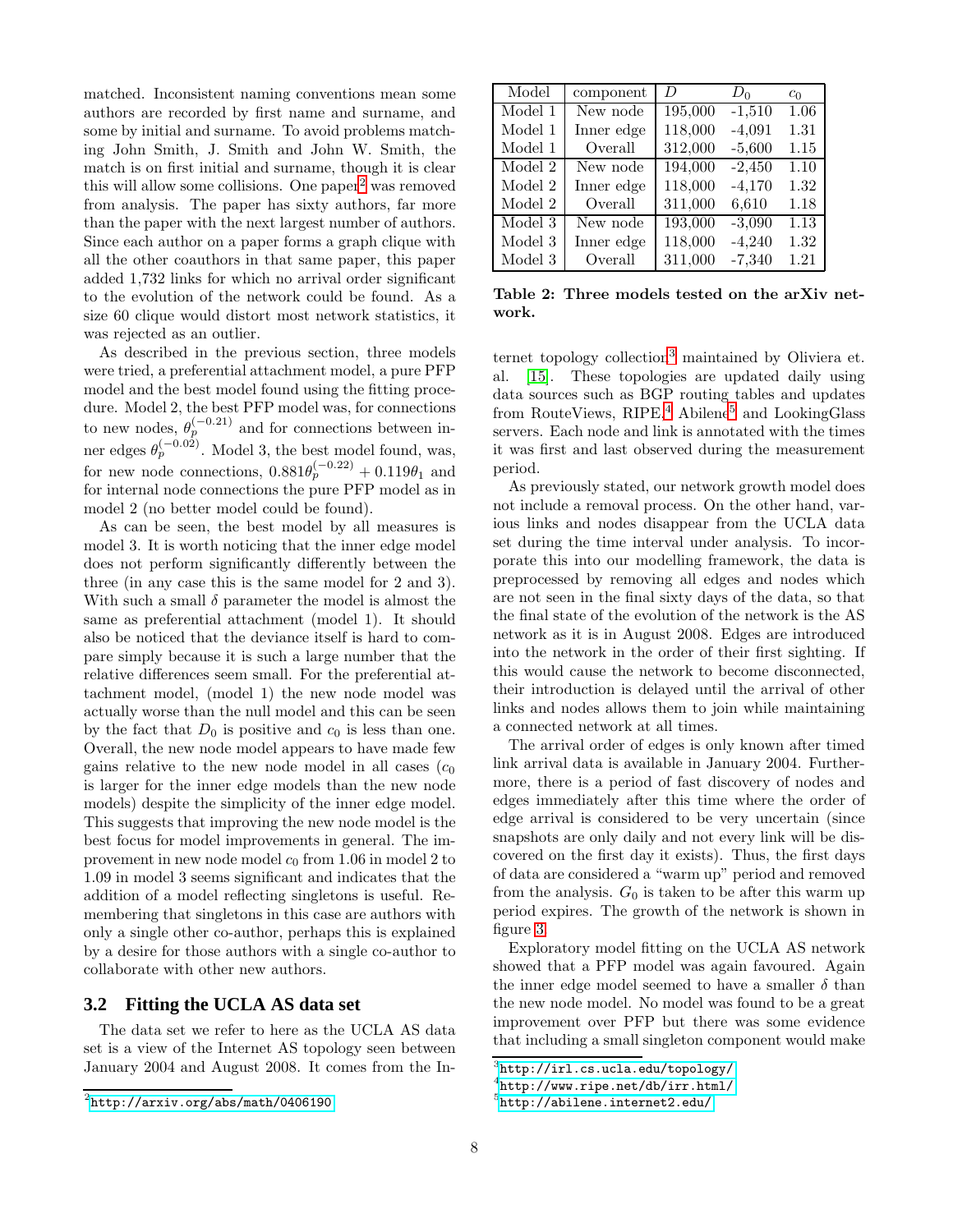matched. Inconsistent naming conventions mean some authors are recorded by first name and surname, and some by initial and surname. To avoid problems matching John Smith, J. Smith and John W. Smith, the match is on first initial and surname, though it is clear this will allow some collisions. One paper[2] was removed from analysis. The paper has sixty authors, far more than the paper with the next largest number of authors. Since each author on a paper forms a graph clique with all the other coauthors in that same paper, this paper added 1,732 links for which no arrival order significant to the evolution of the network could be found. As a size 60 clique would distort most network statistics, it was rejected as an outlier.

As described in the previous section, three models were tried, a preferential attachment model, a pure PFP model and the best model found using the fitting procedure. Model 2, the best PFP model was, for connections to new nodes, $\theta_p^{(-0.21)}$ and for connections between inner edges $\theta_p^{(-0.02)}$. Model 3, the best model found, was, for new node connections, $0.881\theta_p^{(-0.22)} + 0.119\theta_1$ and for internal node connections the pure PFP model as in model 2 (no better model could be found).

As can be seen, the best model by all measures is model 3. It is worth noticing that the inner edge model does not perform significantly differently between the three (in any case this is the same model for 2 and 3). With such a small $\delta$ parameter the model is almost the same as preferential attachment (model 1). It should also be noticed that the deviance itself is hard to compare simply because it is such a large number that the relative differences seem small. For the preferential attachment model, (model 1) the new node model was actually worse than the null model and this can be seen by the fact that $D_0$ is positive and $c_0$ is less than one. Overall, the new node model appears to have made few gains relative to the new node model in all cases ($c_0$ is larger for the inner edge models than the new node models) despite the simplicity of the inner edge model. This suggests that improving the new node model is the best focus for model improvements in general. The improvement in new node model $c_0$ from 1.06 in model 2 to 1.09 in model 3 seems significant and indicates that the addition of a model reflecting singletons is useful. Remembering that singletons in this case are authors with only a single other co-author, perhaps this is explained by a desire for those authors with a single co-author to collaborate with other new authors.

| Model | component | $D$ | $D_0$ | $c_0$ |
|---|---|---|---|---|
| Model 1 | New node | 195,000 | -1,510 | 1.06 |
| Model 1 | Inner edge | 118,000 | -4,091 | 1.31 |
| Model 1 | Overall | 312,000 | -5,600 | 1.15 |
| Model 2 | New node | 194,000 | -2,450 | 1.10 |
| Model 2 | Inner edge | 118,000 | -4,170 | 1.32 |
| Model 2 | Overall | 311,000 | 6,610 | 1.18 |
| Model 3 | New node | 193,000 | -3,090 | 1.13 |
| Model 3 | Inner edge | 118,000 | -4,240 | 1.32 |
| Model 3 | Overall | 311,000 | -7,340 | 1.21 |

**Table 2: Three models tested on the arXiv network.**

## 3.2 Fitting the UCLA AS data set

The data set we refer to here as the UCLA AS data set is a view of the Internet AS topology seen between January 2004 and August 2008. It comes from the Internet topology collection[3] maintained by Oliviera et. al. [15]. These topologies are updated daily using data sources such as BGP routing tables and updates from RouteViews, RIPE,[4] Abilene[5] and LookingGlass servers. Each node and link is annotated with the times it was first and last observed during the measurement period.

As previously stated, our network growth model does not include a removal process. On the other hand, various links and nodes disappear from the UCLA data set during the time interval under analysis. To incorporate this into our modelling framework, the data is preprocessed by removing all edges and nodes which are not seen in the final sixty days of the data, so that the final state of the evolution of the network is the AS network as it is in August 2008. Edges are introduced into the network in the order of their first sighting. If this would cause the network to become disconnected, their introduction is delayed until the arrival of other links and nodes allows them to join while maintaining a connected network at all times.

The arrival order of edges is only known after timed link arrival data is available in January 2004. Furthermore, there is a period of fast discovery of nodes and edges immediately after this time where the order of edge arrival is considered to be very uncertain (since snapshots are only daily and not every link will be discovered on the first day it exists). Thus, the first days of data are considered a "warm up" period and removed from the analysis. $G_0$ is taken to be after this warm up period expires. The growth of the network is shown in figure 3.

Exploratory model fitting on the UCLA AS network showed that a PFP model was again favoured. Again the inner edge model seemed to have a smaller $\delta$ than the new node model. No model was found to be a great improvement over PFP but there was some evidence that including a small singleton component would make

[2] http://arxiv.org/abs/math/0406190

[3] http://irl.cs.ucla.edu/topology/

[4] http://www.ripe.net/db/irr.html/

[5] http://abilene.internet2.edu/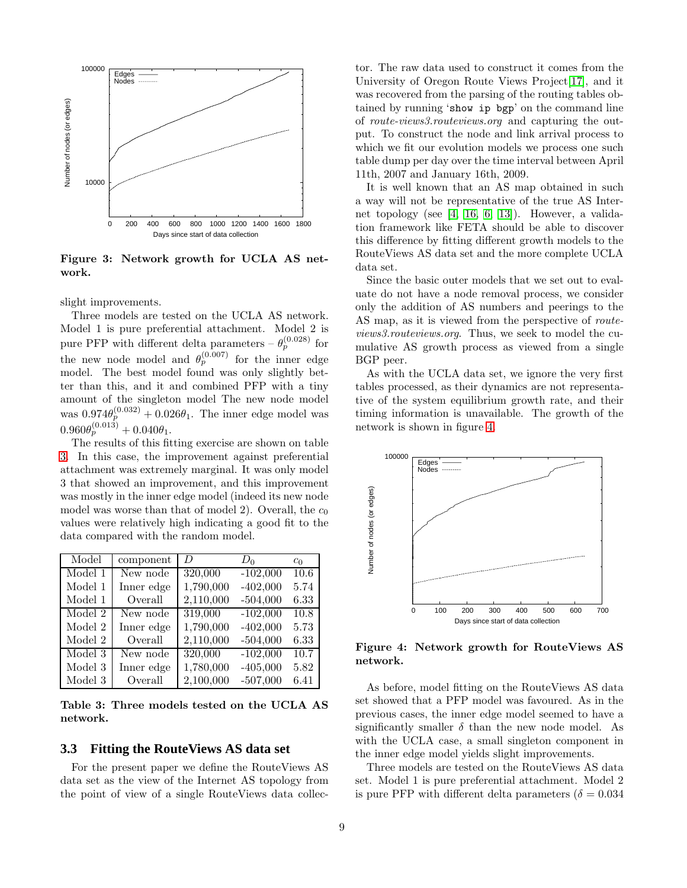Figure 3: Network growth for UCLA AS network.

slight improvements.

Three models are tested on the UCLA AS network. Model 1 is pure preferential attachment. Model 2 is pure PFP with different delta parameters – $\theta_p^{(0.028)}$ for the new node model and $\theta_p^{(0.007)}$ for the inner edge model. The best model found was only slightly better than this, and it and combined PFP with a tiny amount of the singleton model The new node model was $0.974\theta_p^{(0.032)} + 0.026\theta_1$. The inner edge model was $0.960\theta_p^{(0.013)} + 0.040\theta_1$.

The results of this fitting exercise are shown on table 3. In this case, the improvement against preferential attachment was extremely marginal. It was only model 3 that showed an improvement, and this improvement was mostly in the inner edge model (indeed its new node model was worse than that of model 2). Overall, the $c_0$ values were relatively high indicating a good fit to the data compared with the random model.

| Model | component | $D$ | $D_0$ | $c_0$ |
|---|---|---|---|---|
| Model 1 | New node | 320,000 | -102,000 | 10.6 |
| Model 1 | Inner edge | 1,790,000 | -402,000 | 5.74 |
| Model 1 | Overall | 2,110,000 | -504,000 | 6.33 |
| Model 2 | New node | 319,000 | -102,000 | 10.8 |
| Model 2 | Inner edge | 1,790,000 | -402,000 | 5.73 |
| Model 2 | Overall | 2,110,000 | -504,000 | 6.33 |
| Model 3 | New node | 320,000 | -102,000 | 10.7 |
| Model 3 | Inner edge | 1,780,000 | -405,000 | 5.82 |
| Model 3 | Overall | 2,100,000 | -507,000 | 6.41 |

Table 3: Three models tested on the UCLA AS network.

### 3.3 Fitting the RouteViews AS data set

For the present paper we define the RouteViews AS data set as the view of the Internet AS topology from the point of view of a single RouteViews data collector. The raw data used to construct it comes from the University of Oregon Route Views Project[17], and it was recovered from the parsing of the routing tables obtained by running '`show ip bgp`' on the command line of *route-views3.routeviews.org* and capturing the output. To construct the node and link arrival process to which we fit our evolution models we process one such table dump per day over the time interval between April 11th, 2007 and January 16th, 2009.

It is well known that an AS map obtained in such a way will not be representative of the true AS Internet topology (see [4, 16, 6, 13]). However, a validation framework like FETA should be able to discover this difference by fitting different growth models to the RouteViews AS data set and the more complete UCLA data set.

Since the basic outer models that we set out to evaluate do not have a node removal process, we consider only the addition of AS numbers and peerings to the AS map, as it is viewed from the perspective of *route-views3.routeviews.org*. Thus, we seek to model the cumulative AS growth process as viewed from a single BGP peer.

As with the UCLA data set, we ignore the very first tables processed, as their dynamics are not representative of the system equilibrium growth rate, and their timing information is unavailable. The growth of the network is shown in figure 4.

Figure 4: Network growth for RouteViews AS network.

As before, model fitting on the RouteViews AS data set showed that a PFP model was favoured. As in the previous cases, the inner edge model seemed to have a significantly smaller $\delta$ than the new node model. As with the UCLA case, a small singleton component in the inner edge model yields slight improvements.

Three models are tested on the RouteViews AS data set. Model 1 is pure preferential attachment. Model 2 is pure PFP with different delta parameters ($\delta = 0.034$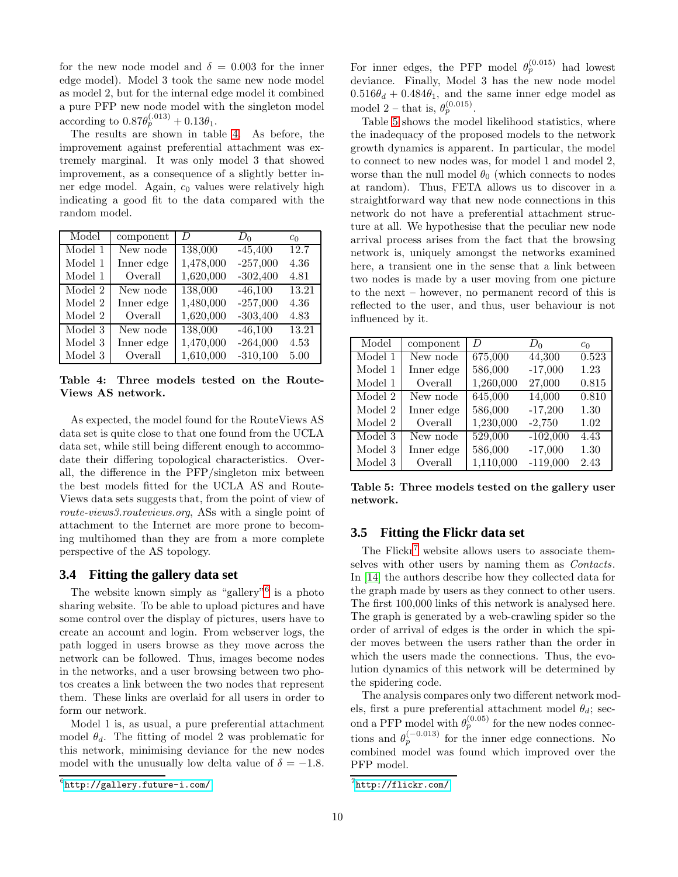for the new node model and $\delta = 0.003$ for the inner edge model). Model 3 took the same new node model as model 2, but for the internal edge model it combined a pure PFP new node model with the singleton model according to $0.87\theta_p^{(.013)} + 0.13\theta_1$.

The results are shown in table 4. As before, the improvement against preferential attachment was extremely marginal. It was only model 3 that showed improvement, as a consequence of a slightly better inner edge model. Again, $c_0$ values were relatively high indicating a good fit to the data compared with the random model.

| Model | component | $D$ | $D_0$ | $c_0$ |
|---|---|---|---|---|
| Model 1 | New node | 138,000 | -45,400 | 12.7 |
| Model 1 | Inner edge | 1,478,000 | -257,000 | 4.36 |
| Model 1 | Overall | 1,620,000 | -302,400 | 4.81 |
| Model 2 | New node | 138,000 | -46,100 | 13.21 |
| Model 2 | Inner edge | 1,480,000 | -257,000 | 4.36 |
| Model 2 | Overall | 1,620,000 | -303,400 | 4.83 |
| Model 3 | New node | 138,000 | -46,100 | 13.21 |
| Model 3 | Inner edge | 1,470,000 | -264,000 | 4.53 |
| Model 3 | Overall | 1,610,000 | -310,100 | 5.00 |

**Table 4: Three models tested on the RouteViews AS network.**

As expected, the model found for the RouteViews AS data set is quite close to that one found from the UCLA data set, while still being different enough to accommodate their differing topological characteristics. Overall, the difference in the PFP/singleton mix between the best models fitted for the UCLA AS and RouteViews data sets suggests that, from the point of view of *route-views3.routeviews.org*, ASs with a single point of attachment to the Internet are more prone to becoming multihomed than they are from a more complete perspective of the AS topology.

### 3.4 Fitting the gallery data set

The website known simply as "gallery"[6] is a photo sharing website. To be able to upload pictures and have some control over the display of pictures, users have to create an account and login. From webserver logs, the path logged in users browse as they move across the network can be followed. Thus, images become nodes in the networks, and a user browsing between two photos creates a link between the two nodes that represent them. These links are overlaid for all users in order to form our network.

Model 1 is, as usual, a pure preferential attachment model $\theta_d$. The fitting of model 2 was problematic for this network, minimising deviance for the new nodes model with the unusually low delta value of $\delta = -1.8$. For inner edges, the PFP model $\theta_p^{(0.015)}$ had lowest deviance. Finally, Model 3 has the new node model $0.516\theta_d + 0.484\theta_1$, and the same inner edge model as model 2 – that is, $\theta_p^{(0.015)}$.

Table 5 shows the model likelihood statistics, where the inadequacy of the proposed models to the network growth dynamics is apparent. In particular, the model to connect to new nodes was, for model 1 and model 2, worse than the null model $\theta_0$ (which connects to nodes at random). Thus, FETA allows us to discover in a straightforward way that new node connections in this network do not have a preferential attachment structure at all. We hypothesise that the peculiar new node arrival process arises from the fact that the browsing network is, uniquely amongst the networks examined here, a transient one in the sense that a link between two nodes is made by a user moving from one picture to the next – however, no permanent record of this is reflected to the user, and thus, user behaviour is not influenced by it.

| Model | component | $D$ | $D_0$ | $c_0$ |
|---|---|---|---|---|
| Model 1 | New node | 675,000 | 44,300 | 0.523 |
| Model 1 | Inner edge | 586,000 | -17,000 | 1.23 |
| Model 1 | Overall | 1,260,000 | 27,000 | 0.815 |
| Model 2 | New node | 645,000 | 14,000 | 0.810 |
| Model 2 | Inner edge | 586,000 | -17,200 | 1.30 |
| Model 2 | Overall | 1,230,000 | -2,750 | 1.02 |
| Model 3 | New node | 529,000 | -102,000 | 4.43 |
| Model 3 | Inner edge | 586,000 | -17,000 | 1.30 |
| Model 3 | Overall | 1,110,000 | -119,000 | 2.43 |

**Table 5: Three models tested on the gallery user network.**

### 3.5 Fitting the Flickr data set

The Flickr[7] website allows users to associate themselves with other users by naming them as *Contacts*. In [14] the authors describe how they collected data for the graph made by users as they connect to other users. The first 100,000 links of this network is analysed here. The graph is generated by a web-crawling spider so the order of arrival of edges is the order in which the spider moves between the users rather than the order in which the users made the connections. Thus, the evolution dynamics of this network will be determined by the spidering code.

The analysis compares only two different network models, first a pure preferential attachment model $\theta_d$; second a PFP model with $\theta_p^{(0.05)}$ for the new nodes connections and $\theta_p^{(-0.013)}$ for the inner edge connections. No combined model was found which improved over the PFP model.

[6] http://gallery.future-i.com/

[7] http://flickr.com/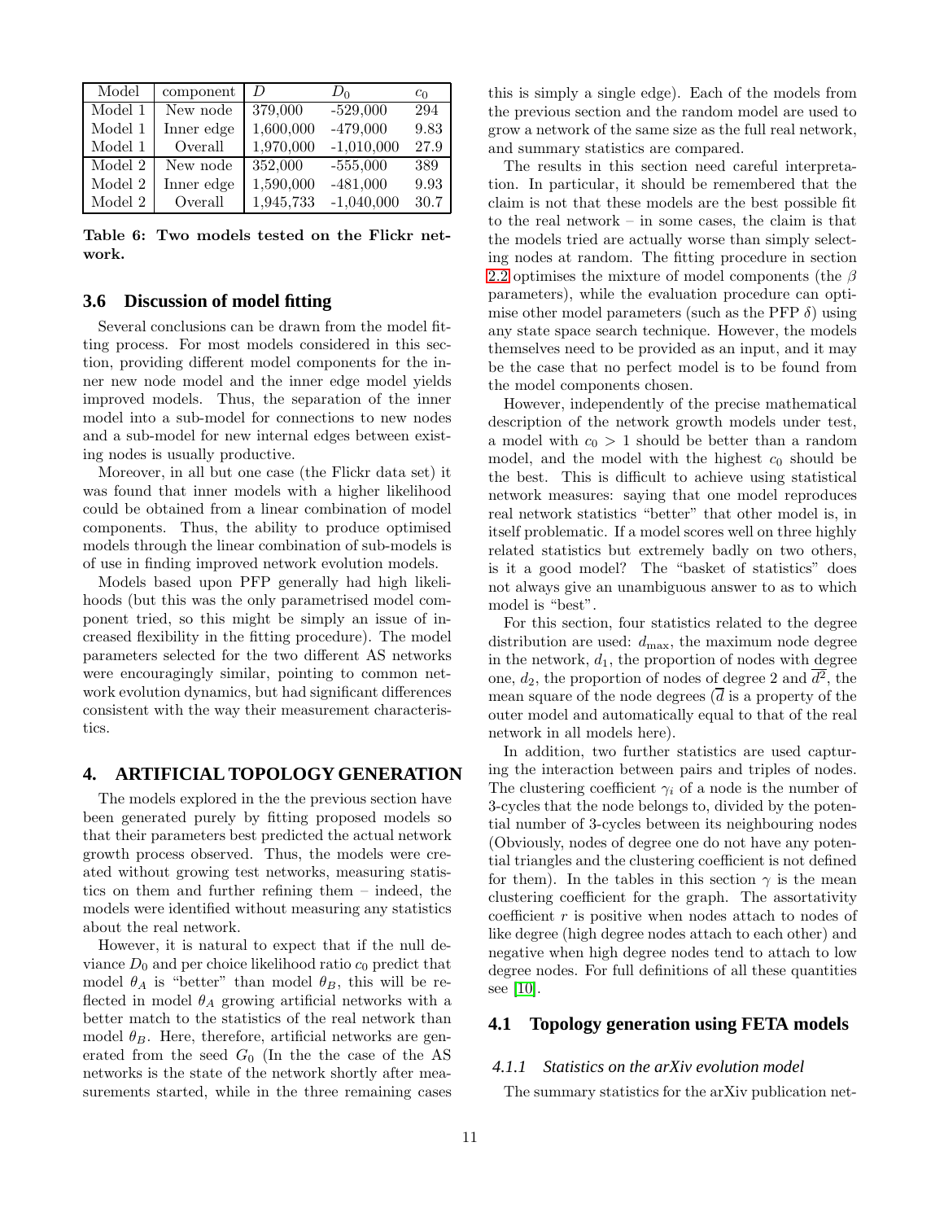| Model | component | $D$ | $D_0$ | $c_0$ |
| --- | --- | --- | --- | --- |
| Model 1 | New node | 379,000 | -529,000 | 294 |
| Model 1 | Inner edge | 1,600,000 | -479,000 | 9.83 |
| Model 1 | Overall | 1,970,000 | -1,010,000 | 27.9 |
| Model 2 | New node | 352,000 | -555,000 | 389 |
| Model 2 | Inner edge | 1,590,000 | -481,000 | 9.93 |
| Model 2 | Overall | 1,945,733 | -1,040,000 | 30.7 |

**Table 6: Two models tested on the Flickr network.**

### 3.6 Discussion of model fitting

Several conclusions can be drawn from the model fitting process. For most models considered in this section, providing different model components for the inner new node model and the inner edge model yields improved models. Thus, the separation of the inner model into a sub-model for connections to new nodes and a sub-model for new internal edges between existing nodes is usually productive.

Moreover, in all but one case (the Flickr data set) it was found that inner models with a higher likelihood could be obtained from a linear combination of model components. Thus, the ability to produce optimised models through the linear combination of sub-models is of use in finding improved network evolution models.

Models based upon PFP generally had high likelihoods (but this was the only parametrised model component tried, so this might be simply an issue of increased flexibility in the fitting procedure). The model parameters selected for the two different AS networks were encouragingly similar, pointing to common network evolution dynamics, but had significant differences consistent with the way their measurement characteristics.

## 4. ARTIFICIAL TOPOLOGY GENERATION

The models explored in the the previous section have been generated purely by fitting proposed models so that their parameters best predicted the actual network growth process observed. Thus, the models were created without growing test networks, measuring statistics on them and further refining them – indeed, the models were identified without measuring any statistics about the real network.

However, it is natural to expect that if the null deviance $D_0$ and per choice likelihood ratio $c_0$ predict that model $\theta_A$ is "better" than model $\theta_B$, this will be reflected in model $\theta_A$ growing artificial networks with a better match to the statistics of the real network than model $\theta_B$. Here, therefore, artificial networks are generated from the seed $G_0$ (In the the case of the AS networks is the state of the network shortly after measurements started, while in the three remaining cases this is simply a single edge). Each of the models from the previous section and the random model are used to grow a network of the same size as the full real network, and summary statistics are compared.

The results in this section need careful interpretation. In particular, it should be remembered that the claim is not that these models are the best possible fit to the real network – in some cases, the claim is that the models tried are actually worse than simply selecting nodes at random. The fitting procedure in section 2.2 optimises the mixture of model components (the $\beta$ parameters), while the evaluation procedure can optimise other model parameters (such as the PFP $\delta$) using any state space search technique. However, the models themselves need to be provided as an input, and it may be the case that no perfect model is to be found from the model components chosen.

However, independently of the precise mathematical description of the network growth models under test, a model with $c_0 > 1$ should be better than a random model, and the model with the highest $c_0$ should be the best. This is difficult to achieve using statistical network measures: saying that one model reproduces real network statistics "better" that other model is, in itself problematic. If a model scores well on three highly related statistics but extremely badly on two others, is it a good model? The "basket of statistics" does not always give an unambiguous answer to as to which model is "best".

For this section, four statistics related to the degree distribution are used: $d_{\max}$, the maximum node degree in the network, $d_1$, the proportion of nodes with degree one, $d_2$, the proportion of nodes of degree 2 and $\overline{d^2}$, the mean square of the node degrees ($\overline{d}$ is a property of the outer model and automatically equal to that of the real network in all models here).

In addition, two further statistics are used capturing the interaction between pairs and triples of nodes. The clustering coefficient $\gamma_i$ of a node is the number of 3-cycles that the node belongs to, divided by the potential number of 3-cycles between its neighbouring nodes (Obviously, nodes of degree one do not have any potential triangles and the clustering coefficient is not defined for them). In the tables in this section $\gamma$ is the mean clustering coefficient for the graph. The assortativity coefficient $r$ is positive when nodes attach to nodes of like degree (high degree nodes attach to each other) and negative when high degree nodes tend to attach to low degree nodes. For full definitions of all these quantities see [10].

### 4.1 Topology generation using FETA models

#### 4.1.1 *Statistics on the arXiv evolution model*

The summary statistics for the arXiv publication net-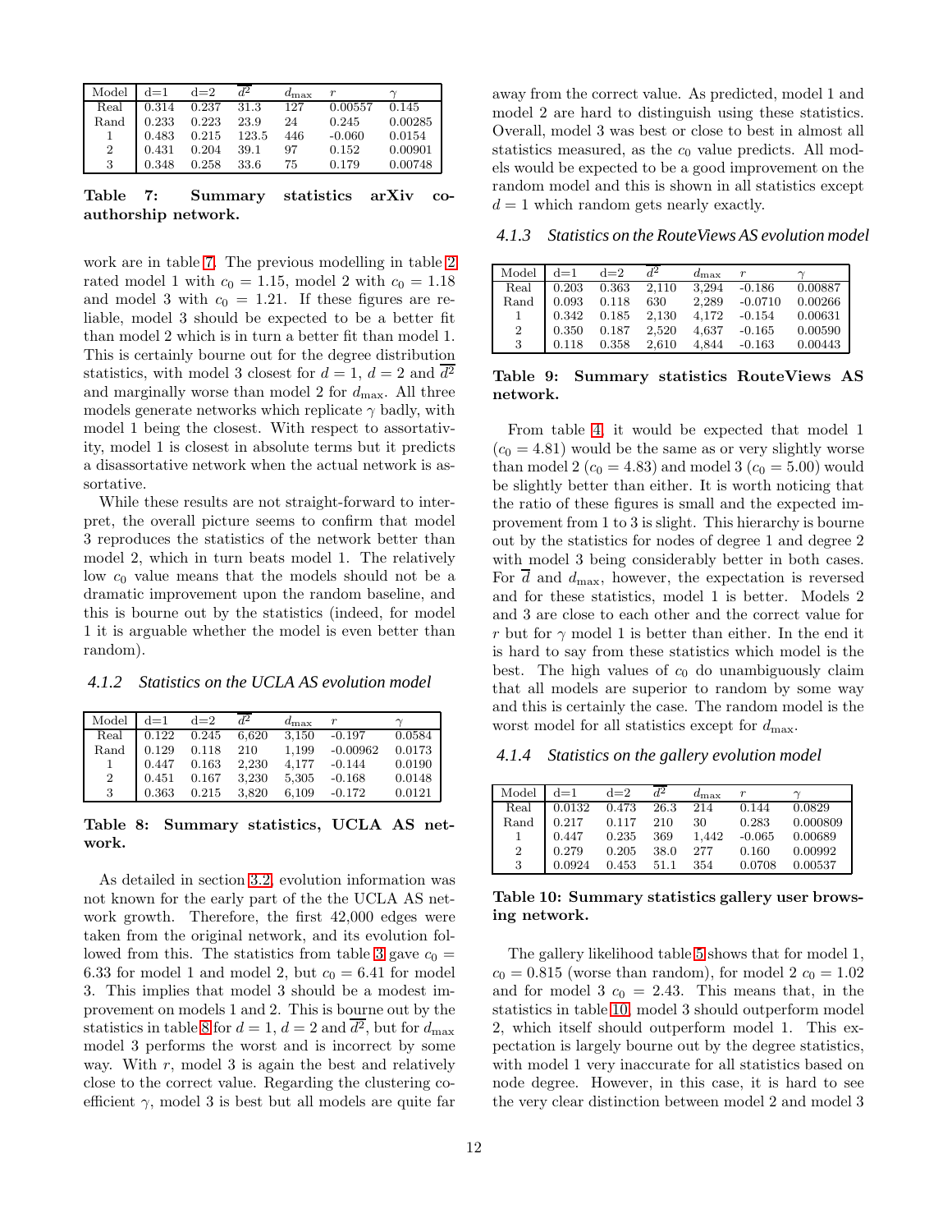| Model | d=1 | d=2 | $\overline{d^2}$ | $d_{\max}$ | $r$ | $\gamma$ |
|---|---|---|---|---|---|---|
| Real | 0.314 | 0.237 | 31.3 | 127 | 0.00557 | 0.145 |
| Rand | 0.233 | 0.223 | 23.9 | 24 | 0.245 | 0.00285 |
| 1 | 0.483 | 0.215 | 123.5 | 446 | -0.060 | 0.0154 |
| 2 | 0.431 | 0.204 | 39.1 | 97 | 0.152 | 0.00901 |
| 3 | 0.348 | 0.258 | 33.6 | 75 | 0.179 | 0.00748 |

**Table 7: Summary statistics arXiv co-authorship network.**

work are in table 7. The previous modelling in table 2 rated model 1 with $c_0 = 1.15$, model 2 with $c_0 = 1.18$ and model 3 with $c_0 = 1.21$. If these figures are reliable, model 3 should be expected to be a better fit than model 2 which is in turn a better fit than model 1. This is certainly bourne out for the degree distribution statistics, with model 3 closest for $d = 1$, $d = 2$ and $\overline{d^2}$ and marginally worse than model 2 for $d_{\max}$. All three models generate networks which replicate $\gamma$ badly, with model 1 being the closest. With respect to assortativity, model 1 is closest in absolute terms but it predicts a disassortative network when the actual network is assortative.

While these results are not straight-forward to interpret, the overall picture seems to confirm that model 3 reproduces the statistics of the network better than model 2, which in turn beats model 1. The relatively low $c_0$ value means that the models should not be a dramatic improvement upon the random baseline, and this is bourne out by the statistics (indeed, for model 1 it is arguable whether the model is even better than random).

#### 4.1.2 Statistics on the UCLA AS evolution model

| Model | d=1 | d=2 | $\overline{d^2}$ | $d_{\max}$ | $r$ | $\gamma$ |
|---|---|---|---|---|---|---|
| Real | 0.122 | 0.245 | 6,620 | 3,150 | -0.197 | 0.0584 |
| Rand | 0.129 | 0.118 | 210 | 1,199 | -0.00962 | 0.0173 |
| 1 | 0.447 | 0.163 | 2,230 | 4,177 | -0.144 | 0.0190 |
| 2 | 0.451 | 0.167 | 3,230 | 5,305 | -0.168 | 0.0148 |
| 3 | 0.363 | 0.215 | 3,820 | 6,109 | -0.172 | 0.0121 |

**Table 8: Summary statistics, UCLA AS network.**

As detailed in section 3.2, evolution information was not known for the early part of the the UCLA AS network growth. Therefore, the first 42,000 edges were taken from the original network, and its evolution followed from this. The statistics from table 3 gave $c_0 = 6.33$ for model 1 and model 2, but $c_0 = 6.41$ for model 3. This implies that model 3 should be a modest improvement on models 1 and 2. This is bourne out by the statistics in table 8 for $d = 1$, $d = 2$ and $\overline{d^2}$, but for $d_{\max}$ model 3 performs the worst and is incorrect by some way. With $r$, model 3 is again the best and relatively close to the correct value. Regarding the clustering coefficient $\gamma$, model 3 is best but all models are quite far away from the correct value. As predicted, model 1 and model 2 are hard to distinguish using these statistics. Overall, model 3 was best or close to best in almost all statistics measured, as the $c_0$ value predicts. All models would be expected to be a good improvement on the random model and this is shown in all statistics except $d = 1$ which random gets nearly exactly.

#### 4.1.3 Statistics on the RouteViews AS evolution model

| Model | d=1 | d=2 | $\overline{d^2}$ | $d_{\max}$ | $r$ | $\gamma$ |
|---|---|---|---|---|---|---|
| Real | 0.203 | 0.363 | 2,110 | 3,294 | -0.186 | 0.00887 |
| Rand | 0.093 | 0.118 | 630 | 2,289 | -0.0710 | 0.00266 |
| 1 | 0.342 | 0.185 | 2,130 | 4,172 | -0.154 | 0.00631 |
| 2 | 0.350 | 0.187 | 2,520 | 4,637 | -0.165 | 0.00590 |
| 3 | 0.118 | 0.358 | 2,610 | 4,844 | -0.163 | 0.00443 |

**Table 9: Summary statistics RouteViews AS network.**

From table 4, it would be expected that model 1 ($c_0 = 4.81$) would be the same as or very slightly worse than model 2 ($c_0 = 4.83$) and model 3 ($c_0 = 5.00$) would be slightly better than either. It is worth noticing that the ratio of these figures is small and the expected improvement from 1 to 3 is slight. This hierarchy is bourne out by the statistics for nodes of degree 1 and degree 2 with model 3 being considerably better in both cases. For $\overline{d}$ and $d_{\max}$, however, the expectation is reversed and for these statistics, model 1 is better. Models 2 and 3 are close to each other and the correct value for $r$ but for $\gamma$ model 1 is better than either. In the end it is hard to say from these statistics which model is the best. The high values of $c_0$ do unambiguously claim that all models are superior to random by some way and this is certainly the case. The random model is the worst model for all statistics except for $d_{\max}$.

#### 4.1.4 Statistics on the gallery evolution model

| Model | d=1 | d=2 | $\overline{d^2}$ | $d_{\max}$ | $r$ | $\gamma$ |
|---|---|---|---|---|---|---|
| Real | 0.0132 | 0.473 | 26.3 | 214 | 0.144 | 0.0829 |
| Rand | 0.217 | 0.117 | 210 | 30 | 0.283 | 0.000809 |
| 1 | 0.447 | 0.235 | 369 | 1,442 | -0.065 | 0.00689 |
| 2 | 0.279 | 0.205 | 38.0 | 277 | 0.160 | 0.00992 |
| 3 | 0.0924 | 0.453 | 51.1 | 354 | 0.0708 | 0.00537 |

**Table 10: Summary statistics gallery user browsing network.**

The gallery likelihood table 5 shows that for model 1, $c_0 = 0.815$ (worse than random), for model 2 $c_0 = 1.02$ and for model 3 $c_0 = 2.43$. This means that, in the statistics in table 10, model 3 should outperform model 2, which itself should outperform model 1. This expectation is largely bourne out by the degree statistics, with model 1 very inaccurate for all statistics based on node degree. However, in this case, it is hard to see the very clear distinction between model 2 and model 3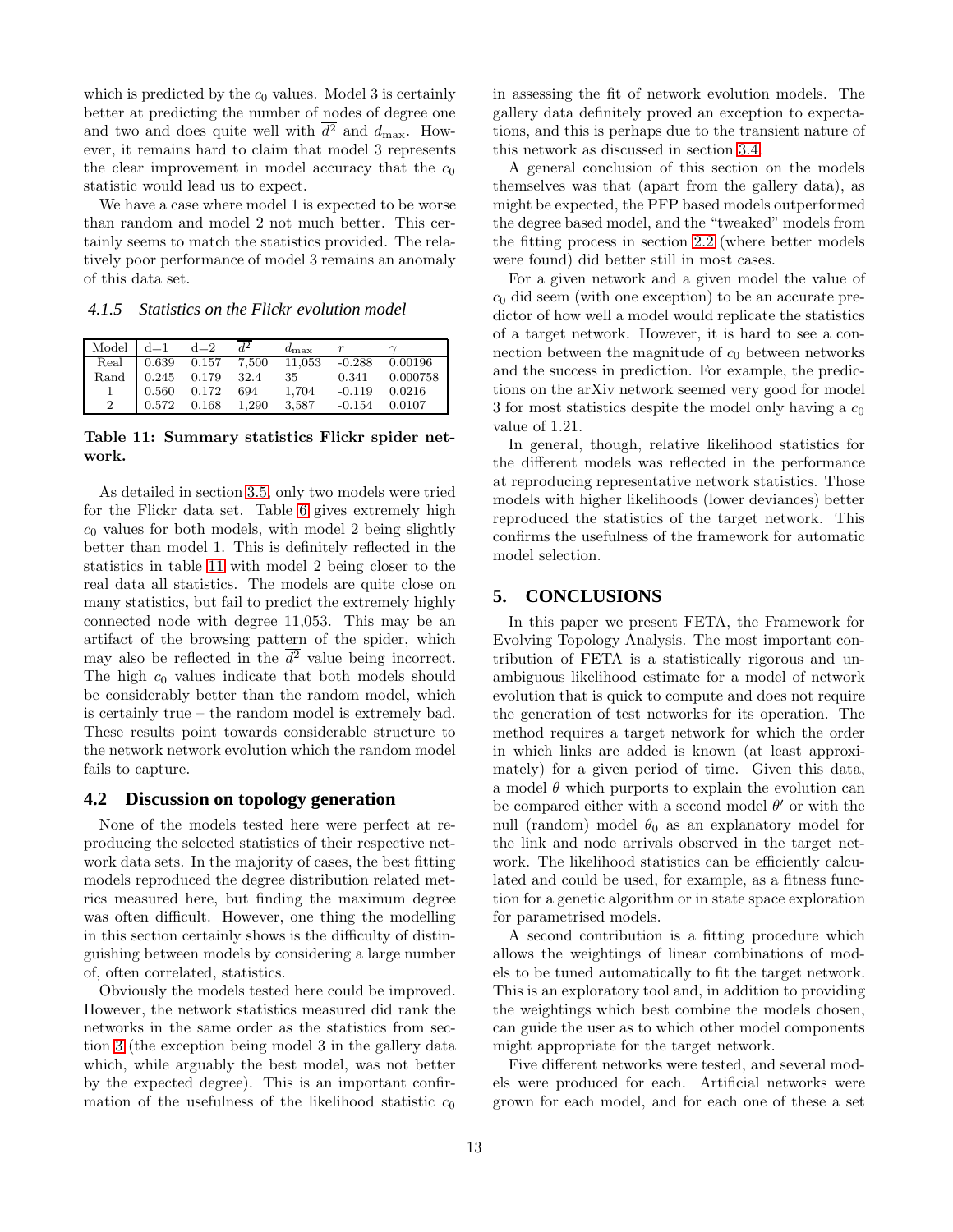which is predicted by the $c_0$ values. Model 3 is certainly better at predicting the number of nodes of degree one and two and does quite well with $\overline{d^2}$ and $d_{\max}$. However, it remains hard to claim that model 3 represents the clear improvement in model accuracy that the $c_0$ statistic would lead us to expect.

We have a case where model 1 is expected to be worse than random and model 2 not much better. This certainly seems to match the statistics provided. The relatively poor performance of model 3 remains an anomaly of this data set.

#### 4.1.5 Statistics on the Flickr evolution model

| Model | d=1 | d=2 | $\overline{d^2}$ | $d_{\max}$ | $r$ | $\gamma$ |
|---|---|---|---|---|---|---|
| Real | 0.639 | 0.157 | 7,500 | 11,053 | -0.288 | 0.00196 |
| Rand | 0.245 | 0.179 | 32.4 | 35 | 0.341 | 0.000758 |
| 1 | 0.560 | 0.172 | 694 | 1,704 | -0.119 | 0.0216 |
| 2 | 0.572 | 0.168 | 1,290 | 3,587 | -0.154 | 0.0107 |

**Table 11: Summary statistics Flickr spider network.**

As detailed in section 3.5, only two models were tried for the Flickr data set. Table 6 gives extremely high $c_0$ values for both models, with model 2 being slightly better than model 1. This is definitely reflected in the statistics in table 11 with model 2 being closer to the real data all statistics. The models are quite close on many statistics, but fail to predict the extremely highly connected node with degree 11,053. This may be an artifact of the browsing pattern of the spider, which may also be reflected in the $\overline{d^2}$ value being incorrect. The high $c_0$ values indicate that both models should be considerably better than the random model, which is certainly true – the random model is extremely bad. These results point towards considerable structure to the network network evolution which the random model fails to capture.

### 4.2 Discussion on topology generation

None of the models tested here were perfect at reproducing the selected statistics of their respective network data sets. In the majority of cases, the best fitting models reproduced the degree distribution related metrics measured here, but finding the maximum degree was often difficult. However, one thing the modelling in this section certainly shows is the difficulty of distinguishing between models by considering a large number of, often correlated, statistics.

Obviously the models tested here could be improved. However, the network statistics measured did rank the networks in the same order as the statistics from section 3 (the exception being model 3 in the gallery data which, while arguably the best model, was not better by the expected degree). This is an important confirmation of the usefulness of the likelihood statistic $c_0$ in assessing the fit of network evolution models. The gallery data definitely proved an exception to expectations, and this is perhaps due to the transient nature of this network as discussed in section 3.4.

A general conclusion of this section on the models themselves was that (apart from the gallery data), as might be expected, the PFP based models outperformed the degree based model, and the "tweaked" models from the fitting process in section 2.2 (where better models were found) did better still in most cases.

For a given network and a given model the value of $c_0$ did seem (with one exception) to be an accurate predictor of how well a model would replicate the statistics of a target network. However, it is hard to see a connection between the magnitude of $c_0$ between networks and the success in prediction. For example, the predictions on the arXiv network seemed very good for model 3 for most statistics despite the model only having a $c_0$ value of 1.21.

In general, though, relative likelihood statistics for the different models was reflected in the performance at reproducing representative network statistics. Those models with higher likelihoods (lower deviances) better reproduced the statistics of the target network. This confirms the usefulness of the framework for automatic model selection.

## 5. CONCLUSIONS

In this paper we present FETA, the Framework for Evolving Topology Analysis. The most important contribution of FETA is a statistically rigorous and unambiguous likelihood estimate for a model of network evolution that is quick to compute and does not require the generation of test networks for its operation. The method requires a target network for which the order in which links are added is known (at least approximately) for a given period of time. Given this data, a model $\theta$ which purports to explain the evolution can be compared either with a second model $\theta'$ or with the null (random) model $\theta_0$ as an explanatory model for the link and node arrivals observed in the target network. The likelihood statistics can be efficiently calculated and could be used, for example, as a fitness function for a genetic algorithm or in state space exploration for parametrised models.

A second contribution is a fitting procedure which allows the weightings of linear combinations of models to be tuned automatically to fit the target network. This is an exploratory tool and, in addition to providing the weightings which best combine the models chosen, can guide the user as to which other model components might appropriate for the target network.

Five different networks were tested, and several models were produced for each. Artificial networks were grown for each model, and for each one of these a set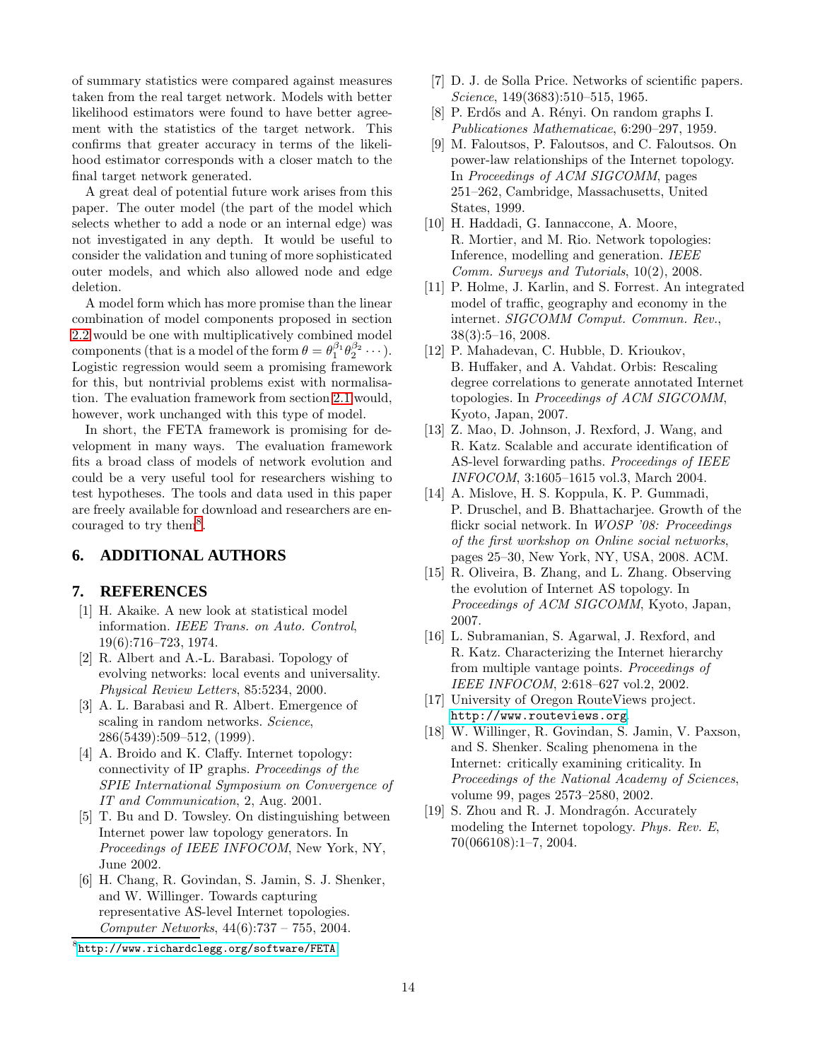of summary statistics were compared against measures taken from the real target network. Models with better likelihood estimators were found to have better agreement with the statistics of the target network. This confirms that greater accuracy in terms of the likelihood estimator corresponds with a closer match to the final target network generated.

A great deal of potential future work arises from this paper. The outer model (the part of the model which selects whether to add a node or an internal edge) was not investigated in any depth. It would be useful to consider the validation and tuning of more sophisticated outer models, and which also allowed node and edge deletion.

A model form which has more promise than the linear combination of model components proposed in section 2.2 would be one with multiplicatively combined model components (that is a model of the form $\theta = \theta_1^{\beta_1}\theta_2^{\beta_2}\cdots$). Logistic regression would seem a promising framework for this, but nontrivial problems exist with normalisation. The evaluation framework from section 2.1 would, however, work unchanged with this type of model.

In short, the FETA framework is promising for development in many ways. The evaluation framework fits a broad class of models of network evolution and could be a very useful tool for researchers wishing to test hypotheses. The tools and data used in this paper are freely available for download and researchers are encouraged to try them[8].

## 6. ADDITIONAL AUTHORS

## 7. REFERENCES

[1] H. Akaike. A new look at statistical model information. *IEEE Trans. on Auto. Control*, 19(6):716–723, 1974.

[2] R. Albert and A.-L. Barabasi. Topology of evolving networks: local events and universality. *Physical Review Letters*, 85:5234, 2000.

[3] A. L. Barabasi and R. Albert. Emergence of scaling in random networks. *Science*, 286(5439):509–512, (1999).

[4] A. Broido and K. Claffy. Internet topology: connectivity of IP graphs. *Proceedings of the SPIE International Symposium on Convergence of IT and Communication*, 2, Aug. 2001.

[5] T. Bu and D. Towsley. On distinguishing between Internet power law topology generators. In *Proceedings of IEEE INFOCOM*, New York, NY, June 2002.

[6] H. Chang, R. Govindan, S. Jamin, S. J. Shenker, and W. Willinger. Towards capturing representative AS-level Internet topologies. *Computer Networks*, 44(6):737 – 755, 2004.

[7] D. J. de Solla Price. Networks of scientific papers. *Science*, 149(3683):510–515, 1965.

[8] P. Erdős and A. Rényi. On random graphs I. *Publicationes Mathematicae*, 6:290–297, 1959.

[9] M. Faloutsos, P. Faloutsos, and C. Faloutsos. On power-law relationships of the Internet topology. In *Proceedings of ACM SIGCOMM*, pages 251–262, Cambridge, Massachusetts, United States, 1999.

[10] H. Haddadi, G. Iannaccone, A. Moore, R. Mortier, and M. Rio. Network topologies: Inference, modelling and generation. *IEEE Comm. Surveys and Tutorials*, 10(2), 2008.

[11] P. Holme, J. Karlin, and S. Forrest. An integrated model of traffic, geography and economy in the internet. *SIGCOMM Comput. Commun. Rev.*, 38(3):5–16, 2008.

[12] P. Mahadevan, C. Hubble, D. Krioukov, B. Huffaker, and A. Vahdat. Orbis: Rescaling degree correlations to generate annotated Internet topologies. In *Proceedings of ACM SIGCOMM*, Kyoto, Japan, 2007.

[13] Z. Mao, D. Johnson, J. Rexford, J. Wang, and R. Katz. Scalable and accurate identification of AS-level forwarding paths. *Proceedings of IEEE INFOCOM*, 3:1605–1615 vol.3, March 2004.

[14] A. Mislove, H. S. Koppula, K. P. Gummadi, P. Druschel, and B. Bhattacharjee. Growth of the flickr social network. In *WOSP '08: Proceedings of the first workshop on Online social networks*, pages 25–30, New York, NY, USA, 2008. ACM.

[15] R. Oliveira, B. Zhang, and L. Zhang. Observing the evolution of Internet AS topology. In *Proceedings of ACM SIGCOMM*, Kyoto, Japan, 2007.

[16] L. Subramanian, S. Agarwal, J. Rexford, and R. Katz. Characterizing the Internet hierarchy from multiple vantage points. *Proceedings of IEEE INFOCOM*, 2:618–627 vol.2, 2002.

[17] University of Oregon RouteViews project. http://www.routeviews.org.

[18] W. Willinger, R. Govindan, S. Jamin, V. Paxson, and S. Shenker. Scaling phenomena in the Internet: critically examining criticality. In *Proceedings of the National Academy of Sciences*, volume 99, pages 2573–2580, 2002.

[19] S. Zhou and R. J. Mondragón. Accurately modeling the Internet topology. *Phys. Rev. E*, 70(066108):1–7, 2004.

[8] http://www.richardclegg.org/software/FETA